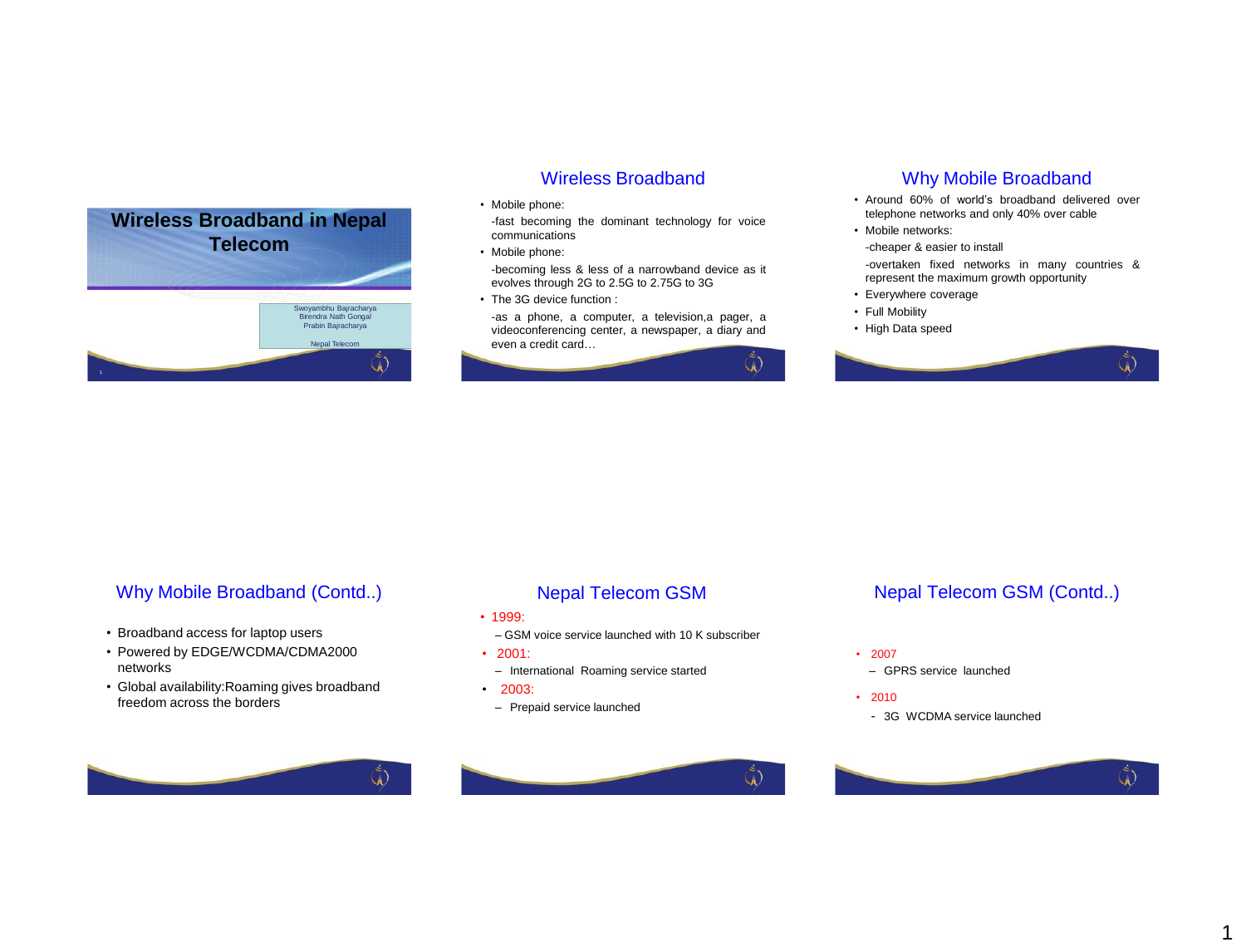# Wireless Broadband in Nepal Telecom

Swoyambhu Bajracharya
Birendra Nath Gongal
Prabin Bajracharya

Nepal Telecom

## Wireless Broadband

- Mobile phone:
  -fast becoming the dominant technology for voice communications
- Mobile phone:
  -becoming less & less of a narrowband device as it evolves through 2G to 2.5G to 2.75G to 3G
- The 3G device function :
  -as a phone, a computer, a television,a pager, a videoconferencing center, a newspaper, a diary and even a credit card…

## Why Mobile Broadband

- Around 60% of world's broadband delivered over telephone networks and only 40% over cable
- Mobile networks:
  -cheaper & easier to install
  -overtaken fixed networks in many countries & represent the maximum growth opportunity
- Everywhere coverage
- Full Mobility
- High Data speed

## Why Mobile Broadband (Contd..)

- Broadband access for laptop users
- Powered by EDGE/WCDMA/CDMA2000 networks
- Global availability:Roaming gives broadband freedom across the borders

## Nepal Telecom GSM

- 1999:
  – GSM voice service launched with 10 K subscriber
- 2001:
  – International Roaming service started
- 2003:
  – Prepaid service launched

## Nepal Telecom GSM (Contd..)

- 2007
  – GPRS service launched
- 2010
  - 3G WCDMA service launched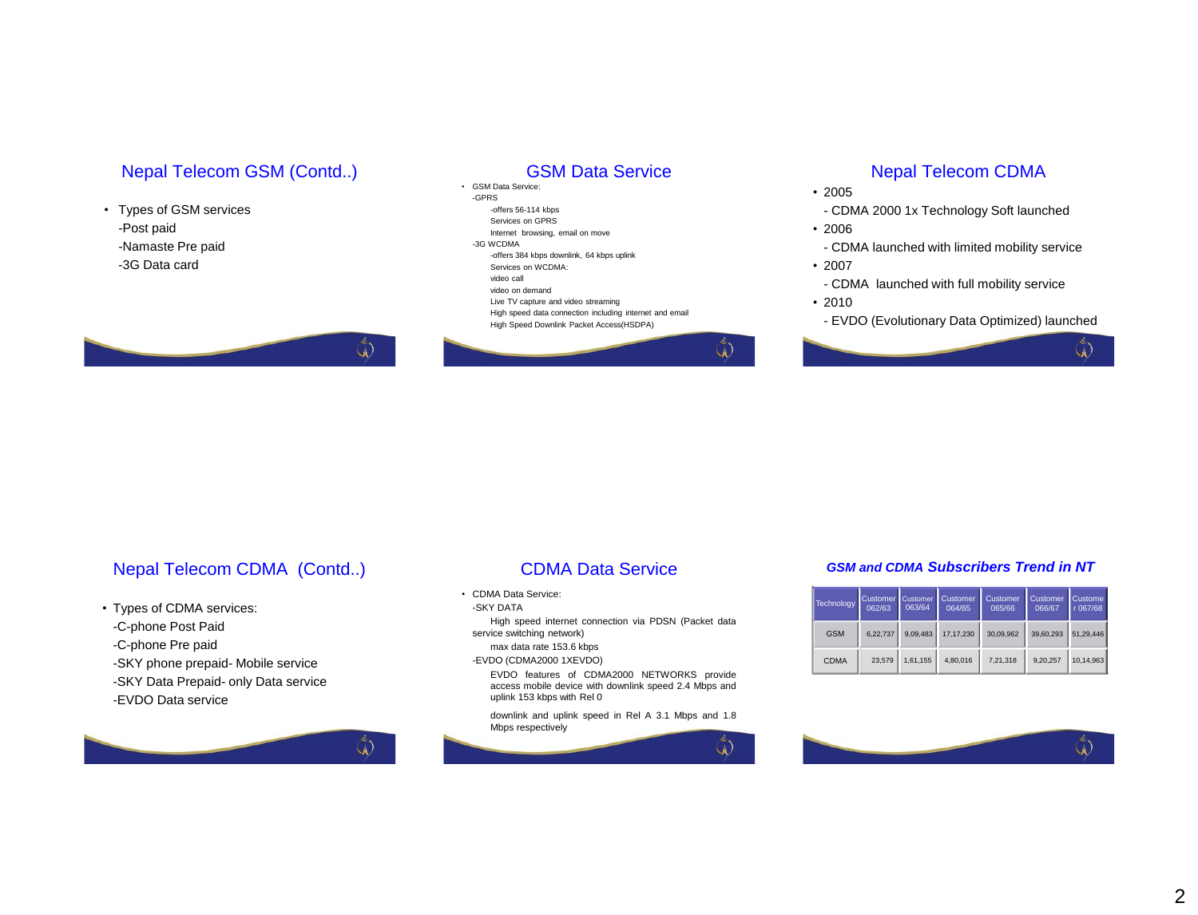## Nepal Telecom GSM (Contd..)

- Types of GSM services
  - -Post paid
  - -Namaste Pre paid
  - -3G Data card

## GSM Data Service

- GSM Data Service:
  - -GPRS
    - -offers 56-114 kbps
    - Services on GPRS
    - Internet browsing, email on move
  - -3G WCDMA
    - -offers 384 kbps downlink, 64 kbps uplink
    - Services on WCDMA:
    - video call
    - video on demand
    - Live TV capture and video streaming
    - High speed data connection including internet and email
    - High Speed Downlink Packet Access(HSDPA)

## Nepal Telecom CDMA

- 2005
  - CDMA 2000 1x Technology Soft launched
- 2006
  - CDMA launched with limited mobility service
- 2007
  - CDMA launched with full mobility service
- 2010
  - EVDO (Evolutionary Data Optimized) launched

## Nepal Telecom CDMA (Contd..)

- Types of CDMA services:
  - -C-phone Post Paid
  - -C-phone Pre paid
  - -SKY phone prepaid- Mobile service
  - -SKY Data Prepaid- only Data service
  - -EVDO Data service

## CDMA Data Service

- CDMA Data Service:
  - -SKY DATA
    - High speed internet connection via PDSN (Packet data service switching network)
    - max data rate 153.6 kbps
  - -EVDO (CDMA2000 1XEVDO)
    - EVDO features of CDMA2000 NETWORKS provide access mobile device with downlink speed 2.4 Mbps and uplink 153 kbps with Rel 0
    - downlink and uplink speed in Rel A 3.1 Mbps and 1.8 Mbps respectively

## *GSM and CDMA Subscribers Trend in NT*

| Technology | Customer 062/63 | Customer 063/64 | Customer 064/65 | Customer 065/66 | Customer 066/67 | Customer 067/68 |
|---|---|---|---|---|---|---|
| GSM | 6,22,737 | 9,09,483 | 17,17,230 | 30,09,962 | 39,60,293 | 51,29,446 |
| CDMA | 23,579 | 1,61,155 | 4,80,016 | 7,21,318 | 9,20,257 | 10,14,963 |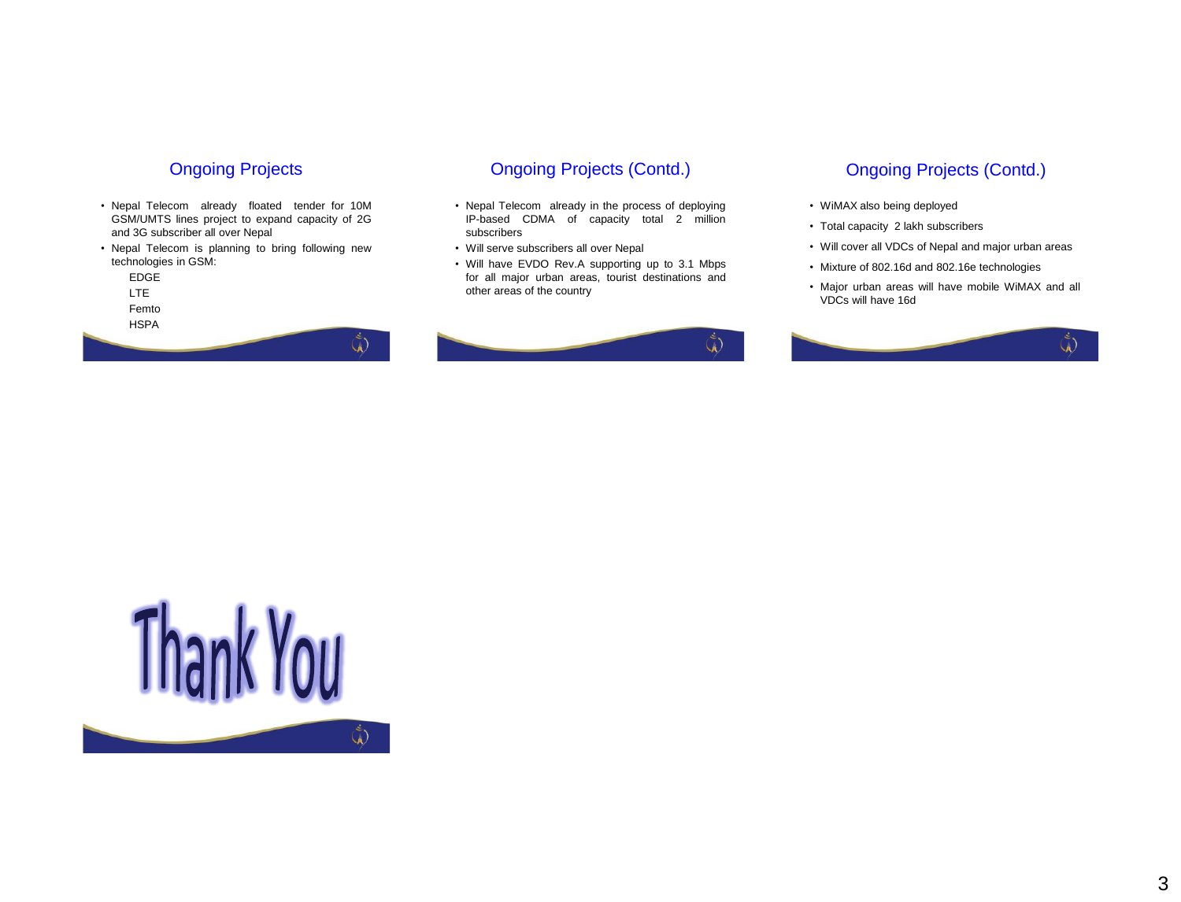## Ongoing Projects

- Nepal Telecom already floated tender for 10M GSM/UMTS lines project to expand capacity of 2G and 3G subscriber all over Nepal
- Nepal Telecom is planning to bring following new technologies in GSM:

  EDGE

  LTE

  Femto

  HSPA

## Ongoing Projects (Contd.)

- Nepal Telecom already in the process of deploying IP-based CDMA of capacity total 2 million subscribers
- Will serve subscribers all over Nepal
- Will have EVDO Rev.A supporting up to 3.1 Mbps for all major urban areas, tourist destinations and other areas of the country

## Ongoing Projects (Contd.)

- WiMAX also being deployed
- Total capacity 2 lakh subscribers
- Will cover all VDCs of Nepal and major urban areas
- Mixture of 802.16d and 802.16e technologies
- Major urban areas will have mobile WiMAX and all VDCs will have 16d

# Thank You